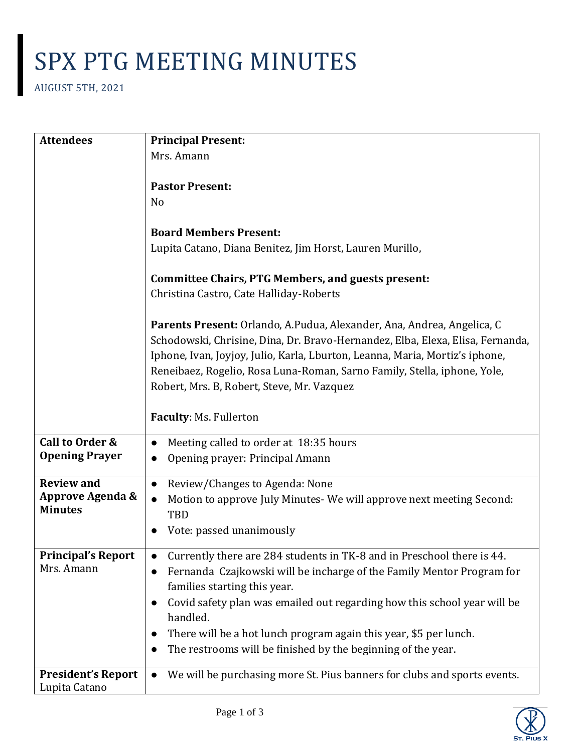# SPX PTG MEETING MINUTES

AUGUST 5TH, 2021

| | |
|---|---|
| **Attendees** | **Principal Present:**<br>Mrs. Amann<br><br>**Pastor Present:**<br>No<br><br>**Board Members Present:**<br>Lupita Catano, Diana Benitez, Jim Horst, Lauren Murillo,<br><br>**Committee Chairs, PTG Members, and guests present:**<br>Christina Castro, Cate Halliday-Roberts<br><br>**Parents Present:** Orlando, A.Pudua, Alexander, Ana, Andrea, Angelica, C Schodowski, Chrisine, Dina, Dr. Bravo-Hernandez, Elba, Elexa, Elisa, Fernanda, Iphone, Ivan, Joyjoy, Julio, Karla, Lburton, Leanna, Maria, Mortiz's iphone, Reneibaez, Rogelio, Rosa Luna-Roman, Sarno Family, Stella, iphone, Yole, Robert, Mrs. B, Robert, Steve, Mr. Vazquez<br><br>**Faculty**: Ms. Fullerton |
| **Call to Order & Opening Prayer** | ● Meeting called to order at 18:35 hours<br>● Opening prayer: Principal Amann |
| **Review and Approve Agenda & Minutes** | ● Review/Changes to Agenda: None<br>● Motion to approve July Minutes- We will approve next meeting Second: TBD<br>● Vote: passed unanimously |
| **Principal's Report**<br>Mrs. Amann | ● Currently there are 284 students in TK-8 and in Preschool there is 44.<br>● Fernanda Czajkowski will be incharge of the Family Mentor Program for families starting this year.<br>● Covid safety plan was emailed out regarding how this school year will be handled.<br>● There will be a hot lunch program again this year, $5 per lunch.<br>● The restrooms will be finished by the beginning of the year. |
| **President's Report**<br>Lupita Catano | ● We will be purchasing more St. Pius banners for clubs and sports events. |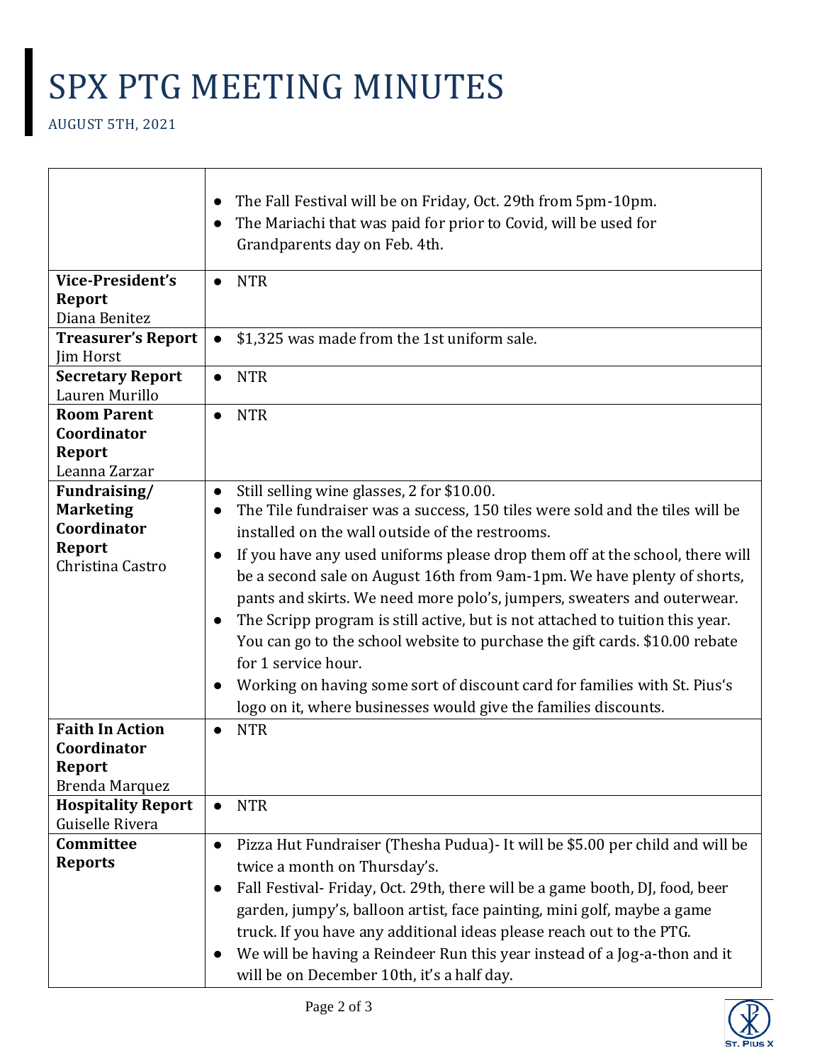# SPX PTG MEETING MINUTES

AUGUST 5TH, 2021

| | |
|---|---|
| | • The Fall Festival will be on Friday, Oct. 29th from 5pm-10pm.<br>• The Mariachi that was paid for prior to Covid, will be used for Grandparents day on Feb. 4th. |
| **Vice-President's Report**<br>Diana Benitez | • NTR |
| **Treasurer's Report**<br>Jim Horst | • $1,325 was made from the 1st uniform sale. |
| **Secretary Report**<br>Lauren Murillo | • NTR |
| **Room Parent Coordinator Report**<br>Leanna Zarzar | • NTR |
| **Fundraising/ Marketing Coordinator Report**<br>Christina Castro | • Still selling wine glasses, 2 for $10.00.<br>• The Tile fundraiser was a success, 150 tiles were sold and the tiles will be installed on the wall outside of the restrooms.<br>• If you have any used uniforms please drop them off at the school, there will be a second sale on August 16th from 9am-1pm. We have plenty of shorts, pants and skirts. We need more polo's, jumpers, sweaters and outerwear.<br>• The Scripp program is still active, but is not attached to tuition this year. You can go to the school website to purchase the gift cards. $10.00 rebate for 1 service hour.<br>• Working on having some sort of discount card for families with St. Pius's logo on it, where businesses would give the families discounts. |
| **Faith In Action Coordinator Report**<br>Brenda Marquez | • NTR |
| **Hospitality Report**<br>Guiselle Rivera | • NTR |
| **Committee Reports** | • Pizza Hut Fundraiser (Thesha Pudua)- It will be $5.00 per child and will be twice a month on Thursday's.<br>• Fall Festival- Friday, Oct. 29th, there will be a game booth, DJ, food, beer garden, jumpy's, balloon artist, face painting, mini golf, maybe a game truck. If you have any additional ideas please reach out to the PTG.<br>• We will be having a Reindeer Run this year instead of a Jog-a-thon and it will be on December 10th, it's a half day. |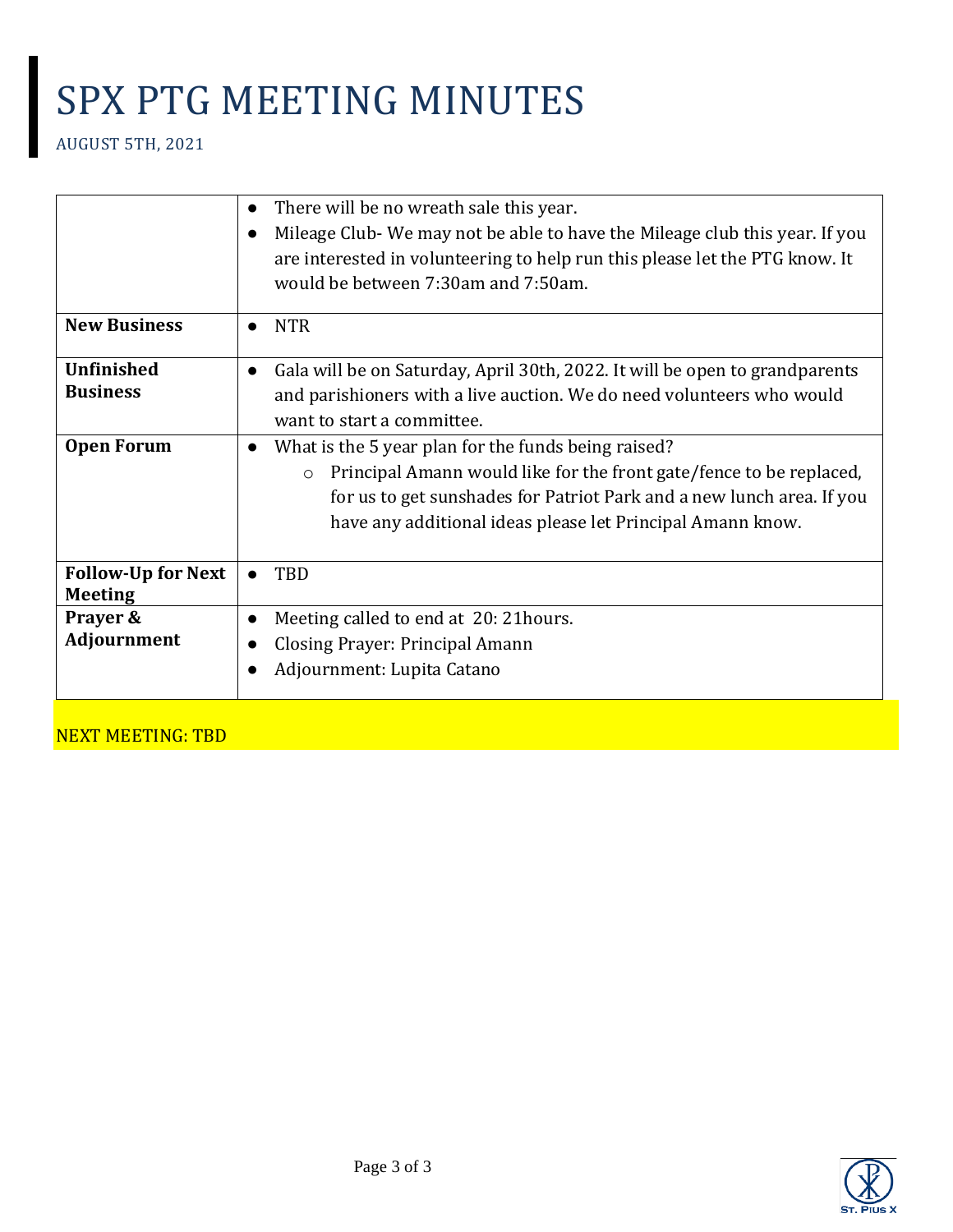# SPX PTG MEETING MINUTES

AUGUST 5TH, 2021

| | |
|---|---|
| | • There will be no wreath sale this year.<br>• Mileage Club- We may not be able to have the Mileage club this year. If you are interested in volunteering to help run this please let the PTG know. It would be between 7:30am and 7:50am. |
| **New Business** | • NTR |
| **Unfinished Business** | • Gala will be on Saturday, April 30th, 2022. It will be open to grandparents and parishioners with a live auction. We do need volunteers who would want to start a committee. |
| **Open Forum** | • What is the 5 year plan for the funds being raised?<br>    ○ Principal Amann would like for the front gate/fence to be replaced, for us to get sunshades for Patriot Park and a new lunch area. If you have any additional ideas please let Principal Amann know. |
| **Follow-Up for Next Meeting** | • TBD |
| **Prayer & Adjournment** | • Meeting called to end at 20: 21hours.<br>• Closing Prayer: Principal Amann<br>• Adjournment: Lupita Catano |

NEXT MEETING: TBD